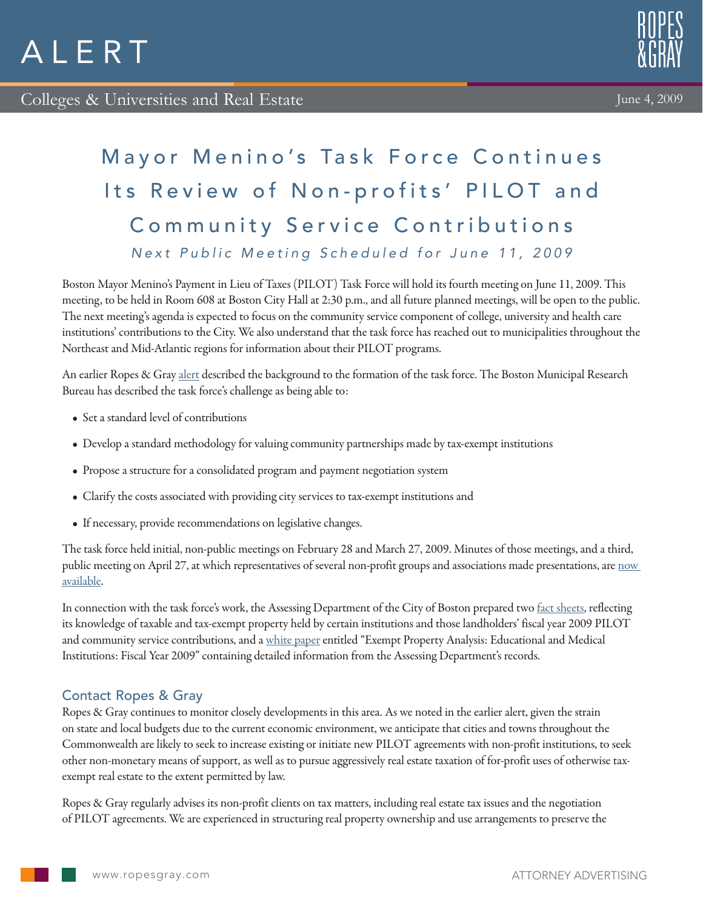# ALERT

Colleges & Universities and Real Estate

June 4, 2009

## Mayor Menino's Task Force Continues Its Review of Non-profits' PILOT and Community Service Contributions

*Next Public Meeting Scheduled for June 11, 2009*

Boston Mayor Menino's Payment in Lieu of Taxes (PILOT) Task Force will hold its fourth meeting on June 11, 2009. This meeting, to be held in Room 608 at Boston City Hall at 2:30 p.m., and all future planned meetings, will be open to the public. The next meeting's agenda is expected to focus on the community service component of college, university and health care institutions' contributions to the City. We also understand that the task force has reached out to municipalities throughout the Northeast and Mid-Atlantic regions for information about their PILOT programs.

An earlier Ropes & Gray alert described the background to the formation of the task force. The Boston Municipal Research Bureau has described the task force's challenge as being able to:

- Set a standard level of contributions
- Develop a standard methodology for valuing community partnerships made by tax-exempt institutions
- Propose a structure for a consolidated program and payment negotiation system
- Clarify the costs associated with providing city services to tax-exempt institutions and
- If necessary, provide recommendations on legislative changes.

The task force held initial, non-public meetings on February 28 and March 27, 2009. Minutes of those meetings, and a third, public meeting on April 27, at which representatives of several non-profit groups and associations made presentations, are now available.

In connection with the task force's work, the Assessing Department of the City of Boston prepared two fact sheets, reflecting its knowledge of taxable and tax-exempt property held by certain institutions and those landholders' fiscal year 2009 PILOT and community service contributions, and a white paper entitled "Exempt Property Analysis: Educational and Medical Institutions: Fiscal Year 2009" containing detailed information from the Assessing Department's records.

### Contact Ropes & Gray

Ropes & Gray continues to monitor closely developments in this area. As we noted in the earlier alert, given the strain on state and local budgets due to the current economic environment, we anticipate that cities and towns throughout the Commonwealth are likely to seek to increase existing or initiate new PILOT agreements with non-profit institutions, to seek other non-monetary means of support, as well as to pursue aggressively real estate taxation of for-profit uses of otherwise tax-exempt real estate to the extent permitted by law.

Ropes & Gray regularly advises its non-profit clients on tax matters, including real estate tax issues and the negotiation of PILOT agreements. We are experienced in structuring real property ownership and use arrangements to preserve the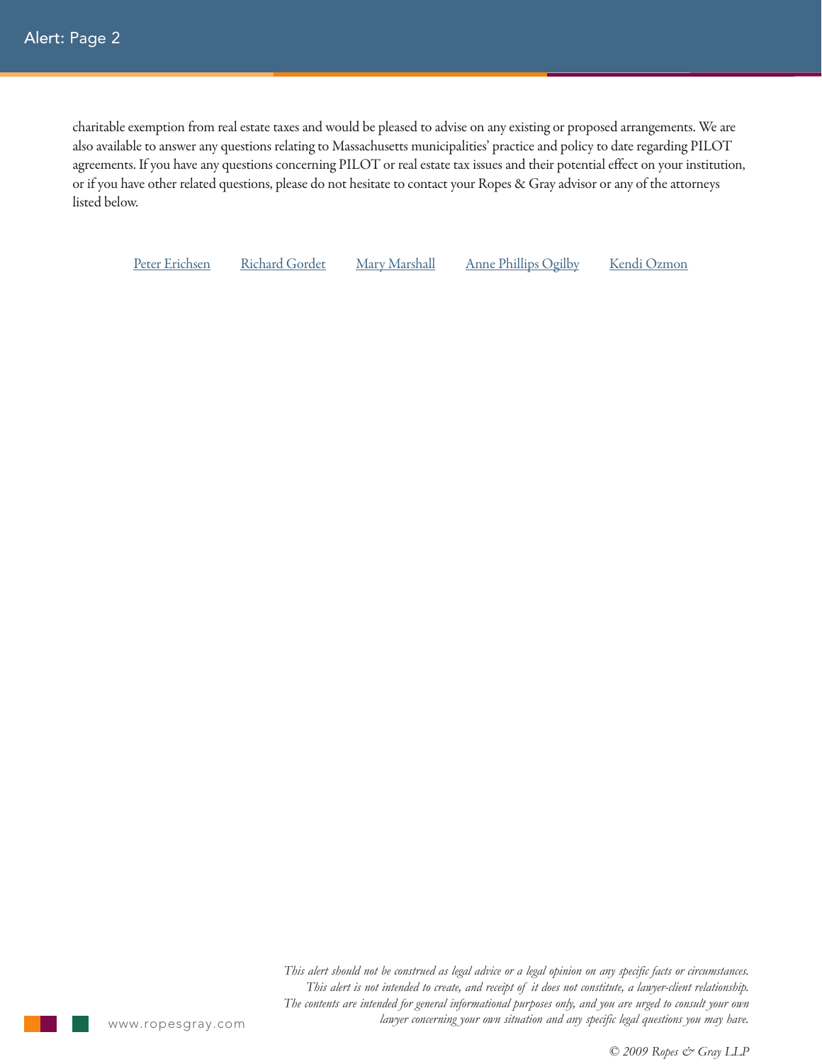charitable exemption from real estate taxes and would be pleased to advise on any existing or proposed arrangements. We are also available to answer any questions relating to Massachusetts municipalities' practice and policy to date regarding PILOT agreements. If you have any questions concerning PILOT or real estate tax issues and their potential effect on your institution, or if you have other related questions, please do not hesitate to contact your Ropes & Gray advisor or any of the attorneys listed below.

Peter Erichsen    Richard Gordet    Mary Marshall    Anne Phillips Ogilby    Kendi Ozmon

*This alert should not be construed as legal advice or a legal opinion on any specific facts or circumstances. This alert is not intended to create, and receipt of it does not constitute, a lawyer-client relationship. The contents are intended for general informational purposes only, and you are urged to consult your own lawyer concerning your own situation and any specific legal questions you may have.*

www.ropesgray.com

*© 2009 Ropes & Gray LLP*